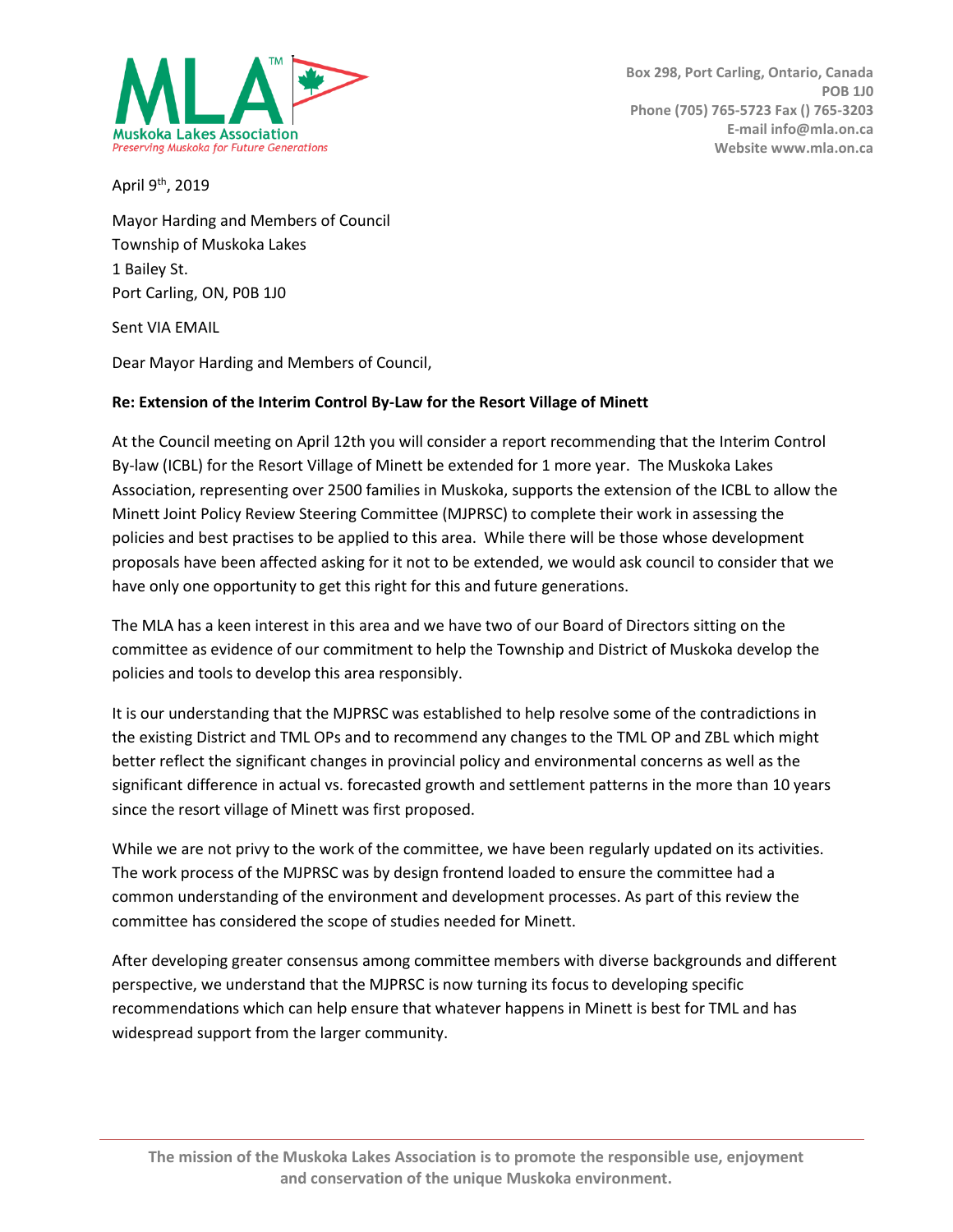Muskoka Lakes Association
*Preserving Muskoka for Future Generations*

Box 298, Port Carling, Ontario, Canada
POB 1J0
Phone (705) 765-5723 Fax () 765-3203
E-mail info@mla.on.ca
Website www.mla.on.ca

April 9th, 2019

Mayor Harding and Members of Council
Township of Muskoka Lakes
1 Bailey St.
Port Carling, ON, P0B 1J0

Sent VIA EMAIL

Dear Mayor Harding and Members of Council,

**Re: Extension of the Interim Control By-Law for the Resort Village of Minett**

At the Council meeting on April 12th you will consider a report recommending that the Interim Control By-law (ICBL) for the Resort Village of Minett be extended for 1 more year. The Muskoka Lakes Association, representing over 2500 families in Muskoka, supports the extension of the ICBL to allow the Minett Joint Policy Review Steering Committee (MJPRSC) to complete their work in assessing the policies and best practises to be applied to this area. While there will be those whose development proposals have been affected asking for it not to be extended, we would ask council to consider that we have only one opportunity to get this right for this and future generations.

The MLA has a keen interest in this area and we have two of our Board of Directors sitting on the committee as evidence of our commitment to help the Township and District of Muskoka develop the policies and tools to develop this area responsibly.

It is our understanding that the MJPRSC was established to help resolve some of the contradictions in the existing District and TML OPs and to recommend any changes to the TML OP and ZBL which might better reflect the significant changes in provincial policy and environmental concerns as well as the significant difference in actual vs. forecasted growth and settlement patterns in the more than 10 years since the resort village of Minett was first proposed.

While we are not privy to the work of the committee, we have been regularly updated on its activities. The work process of the MJPRSC was by design frontend loaded to ensure the committee had a common understanding of the environment and development processes. As part of this review the committee has considered the scope of studies needed for Minett.

After developing greater consensus among committee members with diverse backgrounds and different perspective, we understand that the MJPRSC is now turning its focus to developing specific recommendations which can help ensure that whatever happens in Minett is best for TML and has widespread support from the larger community.

The mission of the Muskoka Lakes Association is to promote the responsible use, enjoyment and conservation of the unique Muskoka environment.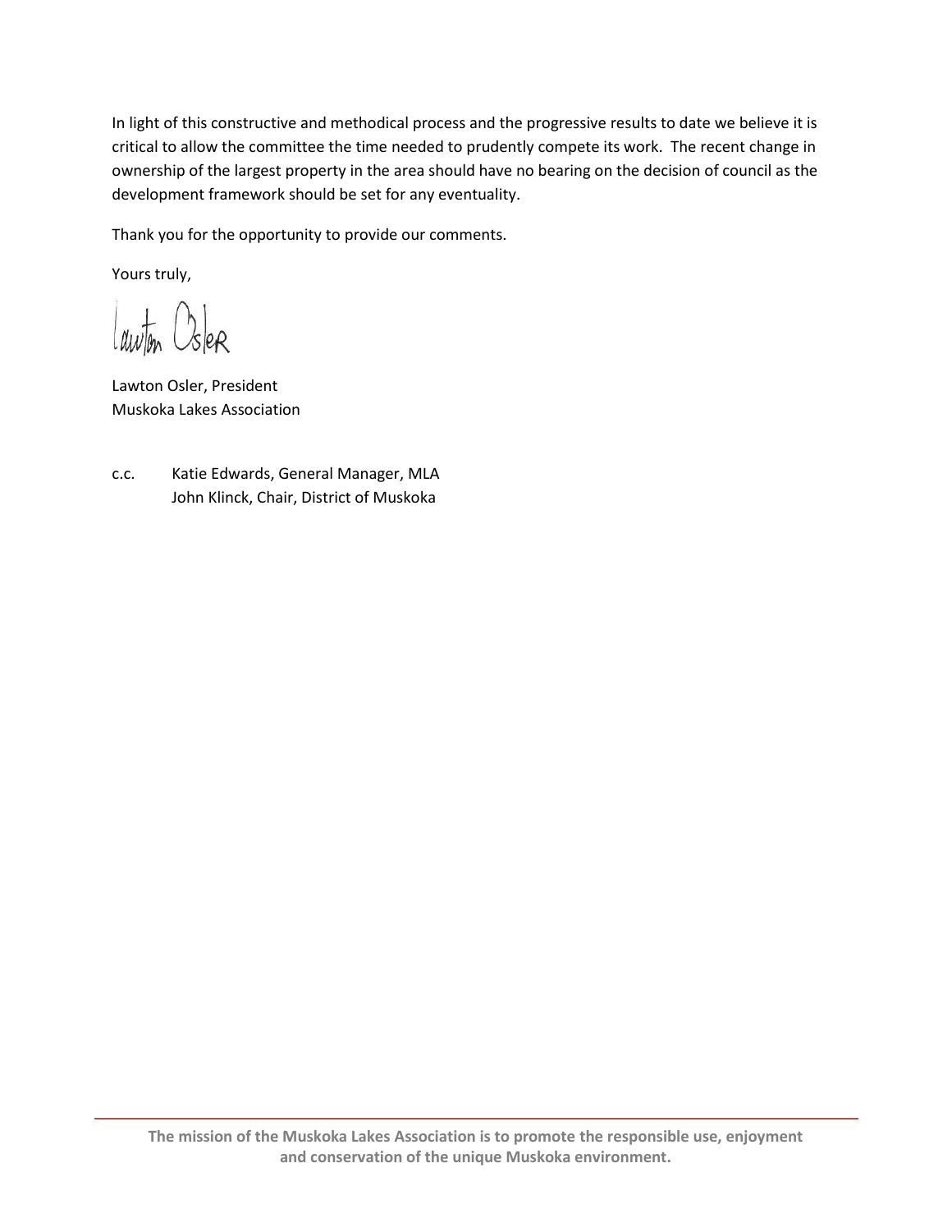In light of this constructive and methodical process and the progressive results to date we believe it is critical to allow the committee the time needed to prudently compete its work. The recent change in ownership of the largest property in the area should have no bearing on the decision of council as the development framework should be set for any eventuality.

Thank you for the opportunity to provide our comments.

Yours truly,

Lawton Osler

Lawton Osler, President
Muskoka Lakes Association

c.c. Katie Edwards, General Manager, MLA
John Klinck, Chair, District of Muskoka

**The mission of the Muskoka Lakes Association is to promote the responsible use, enjoyment and conservation of the unique Muskoka environment.**